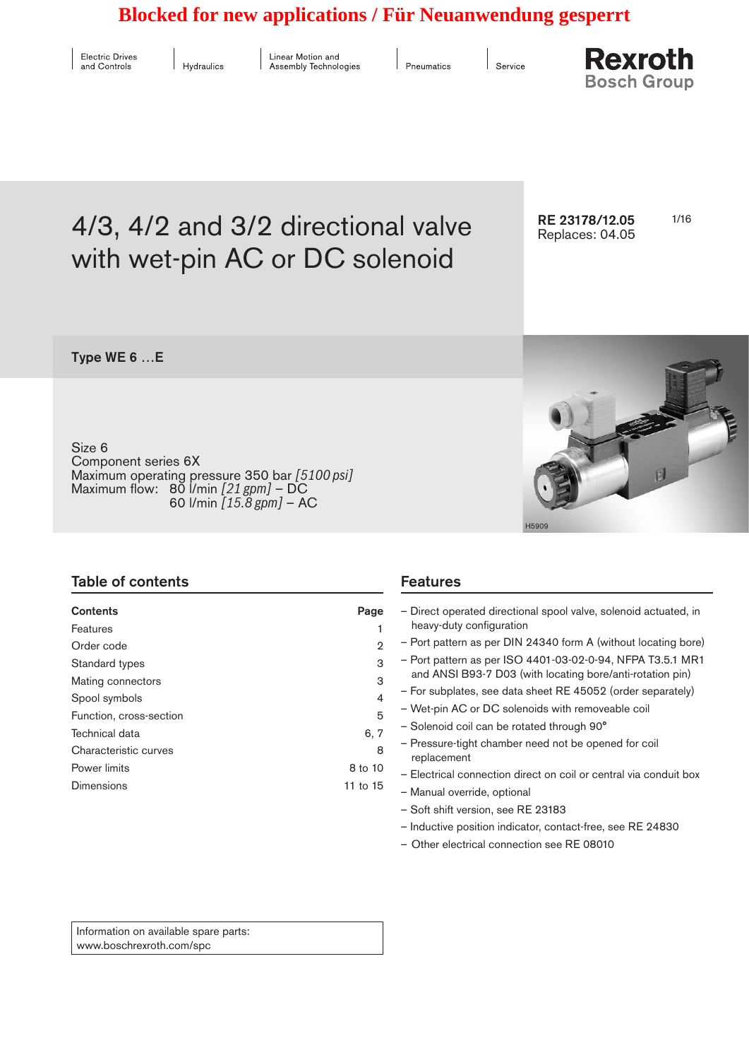**Blocked for new applications / Für Neuanwendung gesperrt**

Electric Drives and Controls | Hydraulics | Linear Motion and Assembly Technologies | Pneumatics | Service

Rexroth Bosch Group

# 4/3, 4/2 and 3/2 directional valve with wet-pin AC or DC solenoid

**RE 23178/12.05**
Replaces: 04.05

## Type WE 6 …E

Size 6
Component series 6X
Maximum operating pressure 350 bar *[5100 psi]*
Maximum flow: 80 l/min *[21 gpm]* – DC
60 l/min *[15.8 gpm]* – AC

H5909

## Table of contents

| Contents | Page |
|---|---|
| Features | 1 |
| Order code | 2 |
| Standard types | 3 |
| Mating connectors | 3 |
| Spool symbols | 4 |
| Function, cross-section | 5 |
| Technical data | 6, 7 |
| Characteristic curves | 8 |
| Power limits | 8 to 10 |
| Dimensions | 11 to 15 |

Information on available spare parts:
www.boschrexroth.com/spc

## Features

- Direct operated directional spool valve, solenoid actuated, in heavy-duty configuration
- Port pattern as per DIN 24340 form A (without locating bore)
- Port pattern as per ISO 4401-03-02-0-94, NFPA T3.5.1 MR1 and ANSI B93-7 D03 (with locating bore/anti-rotation pin)
- For subplates, see data sheet RE 45052 (order separately)
- Wet-pin AC or DC solenoids with removeable coil
- Solenoid coil can be rotated through 90°
- Pressure-tight chamber need not be opened for coil replacement
- Electrical connection direct on coil or central via conduit box
- Manual override, optional
- Soft shift version, see RE 23183
- Inductive position indicator, contact-free, see RE 24830
- Other electrical connection see RE 08010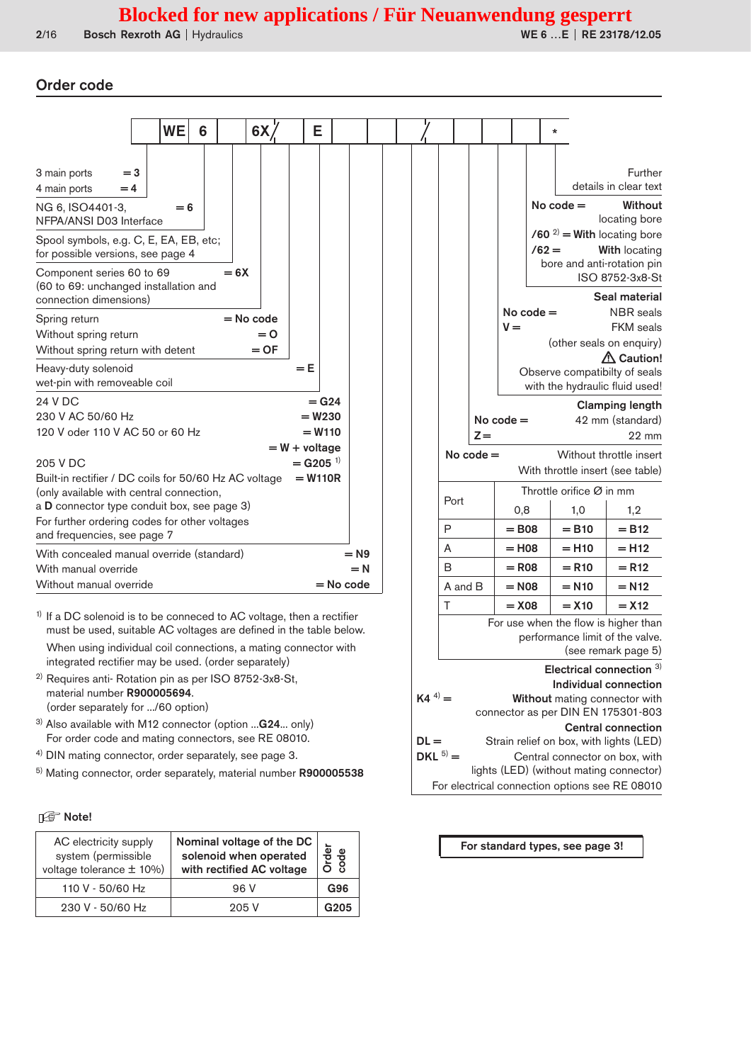**Blocked for new applications / Für Neuanwendung gesperrt**

## Order code

| | WE | 6 | | 6X | | E | | | | / | | | | * |
|---|---|---|---|---|---|---|---|---|---|---|---|---|---|---|

3 main ports = **3**
4 main ports = **4**

NG 6, ISO4401-3, NFPA/ANSI D03 Interface = **6**

Spool symbols, e.g. C, E, EA, EB, etc; for possible versions, see page 4

Component series 60 to 69 = **6X**
(60 to 69: unchanged installation and connection dimensions)

Spring return = **No code**
Without spring return = **O**
Without spring return with detent = **OF**

Heavy-duty solenoid wet-pin with removeable coil = **E**

24 V DC = **G24**
230 V AC 50/60 Hz = **W230**
120 V oder 110 V AC 50 or 60 Hz = **W110**
= **W** + voltage
205 V DC = **G205** [1]
Built-in rectifier / DC coils for 50/60 Hz AC voltage = **W110R**
(only available with central connection, a **D** connector type conduit box, see page 3)
For further ordering codes for other voltages and frequencies, see page 7

With concealed manual override (standard) = **N9**
With manual override = **N**
Without manual override = **No code**

Further details in clear text

**No code =** **Without** locating bore
**/60** [2] = **With** locating bore
**/62 =** **With** locating bore and anti-rotation pin ISO 8752-3x8-St

**Seal material**
**No code =** NBR seals
**V =** FKM seals
(other seals on enquiry)
⚠ **Caution!**
Observe compatibilty of seals with the hydraulic fluid used!

**Clamping length**
**No code =** 42 mm (standard)
**Z =** 22 mm

**No code =** Without throttle insert
With throttle insert (see table)

| Port | Throttle orifice Ø in mm 0,8 | 1,0 | 1,2 |
|---|---|---|---|
| P | = **B08** | = **B10** | = **B12** |
| A | = **H08** | = **H10** | = **H12** |
| B | = **R08** | = **R10** | = **R12** |
| A and B | = **N08** | = **N10** | = **N12** |
| T | = **X08** | = **X10** | = **X12** |

For use when the flow is higher than performance limit of the valve. (see remark page 5)

**Electrical connection** [3]
**Individual connection**
**K4** [4] = **Without** mating connector with connector as per DIN EN 175301-803
**Central connection**
**DL =** Strain relief on box, with lights (LED)
**DKL** [5] = Central connector on box, with lights (LED) (without mating connector)
For electrical connection options see RE 08010

[1] If a DC solenoid is to be conneced to AC voltage, then a rectifier must be used, suitable AC voltages are defined in the table below.
When using individual coil connections, a mating connector with integrated rectifier may be used. (order separately)

[2] Requires anti- Rotation pin as per ISO 8752-3x8-St, material number **R900005694**.
(order separately for .../60 option)

[3] Also available with M12 connector (option ...**G24**... only)
For order code and mating connectors, see RE 08010.

[4] DIN mating connector, order separately, see page 3.

[5] Mating connector, order separately, material number **R900005538**

**Note!**

| AC electricity supply system (permissible voltage tolerance ± 10%) | Nominal voltage of the DC solenoid when operated with rectified AC voltage | Order code |
|---|---|---|
| 110 V - 50/60 Hz | 96 V | **G96** |
| 230 V - 50/60 Hz | 205 V | **G205** |

**For standard types, see page 3!**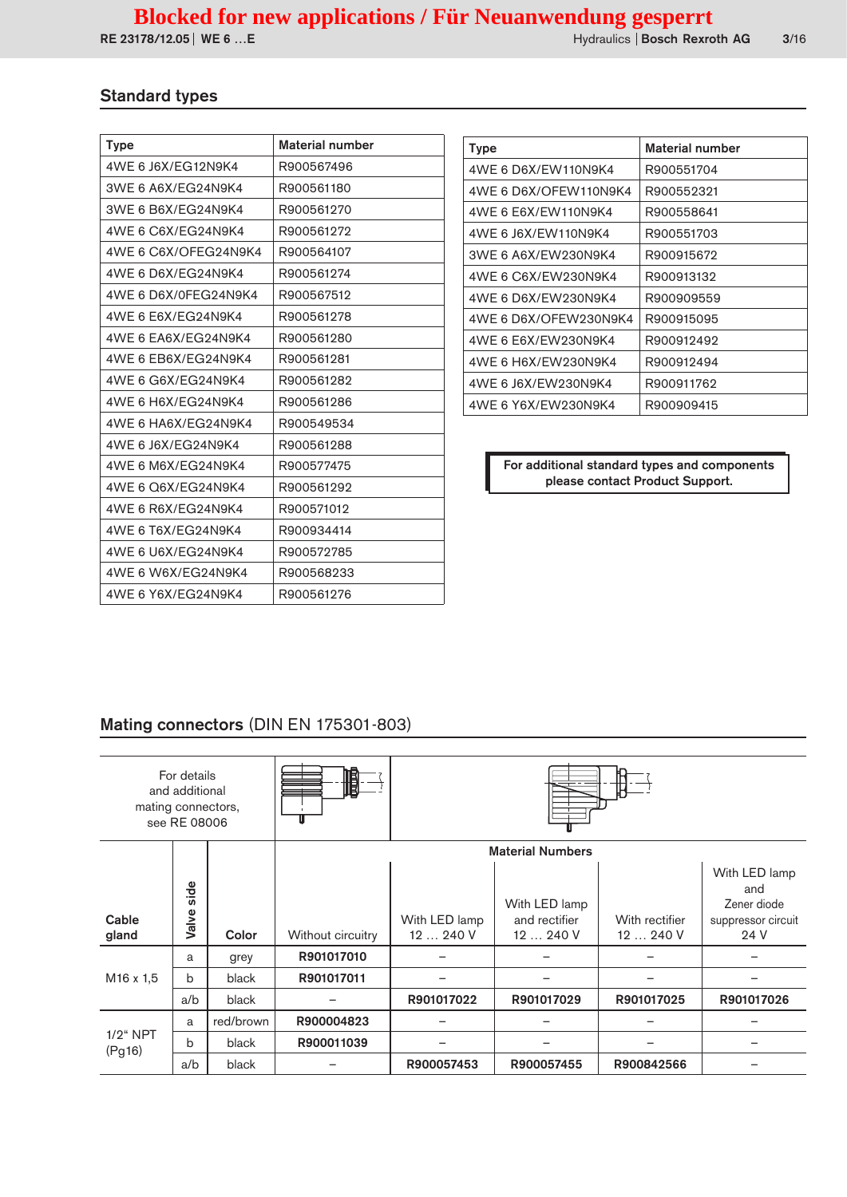Blocked for new applications / Für Neuanwendung gesperrt

## Standard types

| Type | Material number |
|---|---|
| 4WE 6 J6X/EG12N9K4 | R900567496 |
| 3WE 6 A6X/EG24N9K4 | R900561180 |
| 3WE 6 B6X/EG24N9K4 | R900561270 |
| 4WE 6 C6X/EG24N9K4 | R900561272 |
| 4WE 6 C6X/OFEG24N9K4 | R900564107 |
| 4WE 6 D6X/EG24N9K4 | R900561274 |
| 4WE 6 D6X/0FEG24N9K4 | R900567512 |
| 4WE 6 E6X/EG24N9K4 | R900561278 |
| 4WE 6 EA6X/EG24N9K4 | R900561280 |
| 4WE 6 EB6X/EG24N9K4 | R900561281 |
| 4WE 6 G6X/EG24N9K4 | R900561282 |
| 4WE 6 H6X/EG24N9K4 | R900561286 |
| 4WE 6 HA6X/EG24N9K4 | R900549534 |
| 4WE 6 J6X/EG24N9K4 | R900561288 |
| 4WE 6 M6X/EG24N9K4 | R900577475 |
| 4WE 6 Q6X/EG24N9K4 | R900561292 |
| 4WE 6 R6X/EG24N9K4 | R900571012 |
| 4WE 6 T6X/EG24N9K4 | R900934414 |
| 4WE 6 U6X/EG24N9K4 | R900572785 |
| 4WE 6 W6X/EG24N9K4 | R900568233 |
| 4WE 6 Y6X/EG24N9K4 | R900561276 |

| Type | Material number |
|---|---|
| 4WE 6 D6X/EW110N9K4 | R900551704 |
| 4WE 6 D6X/OFEW110N9K4 | R900552321 |
| 4WE 6 E6X/EW110N9K4 | R900558641 |
| 4WE 6 J6X/EW110N9K4 | R900551703 |
| 3WE 6 A6X/EW230N9K4 | R900915672 |
| 4WE 6 C6X/EW230N9K4 | R900913132 |
| 4WE 6 D6X/EW230N9K4 | R900909559 |
| 4WE 6 D6X/OFEW230N9K4 | R900915095 |
| 4WE 6 E6X/EW230N9K4 | R900912492 |
| 4WE 6 H6X/EW230N9K4 | R900912494 |
| 4WE 6 J6X/EW230N9K4 | R900911762 |
| 4WE 6 Y6X/EW230N9K4 | R900909415 |

**For additional standard types and components please contact Product Support.**

## Mating connectors (DIN EN 175301-803)

For details and additional mating connectors, see RE 08006

| Cable gland | Valve side | Color | Material Numbers: Without circuitry | With LED lamp 12 … 240 V | With LED lamp and rectifier 12 … 240 V | With rectifier 12 … 240 V | With LED lamp and Zener diode suppressor circuit 24 V |
|---|---|---|---|---|---|---|---|
| M16 x 1,5 | a | grey | **R901017010** | – | – | – | – |
| | b | black | **R901017011** | – | – | – | – |
| | a/b | black | – | **R901017022** | **R901017029** | **R901017025** | **R901017026** |
| 1/2“ NPT (Pg16) | a | red/brown | **R900004823** | – | – | – | – |
| | b | black | **R900011039** | – | – | – | – |
| | a/b | black | – | **R900057453** | **R900057455** | **R900842566** | – |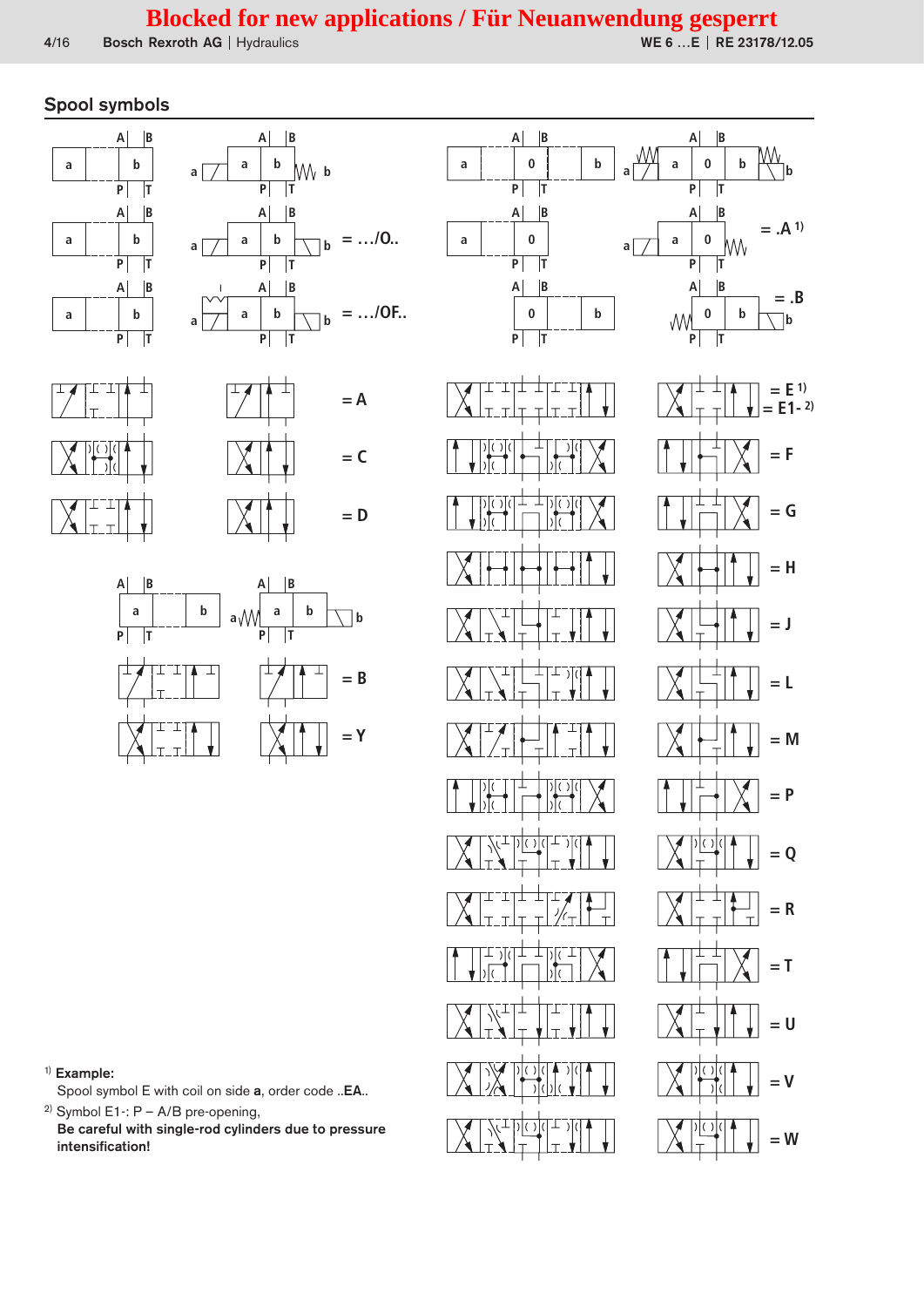Blocked for new applications / Für Neuanwendung gesperrt

## Spool symbols

= …/O..

= …/OF..

= .A [1)]

= .B

= A

= C

= D

= B

= Y

= E [1)]
= E1- [2)]

= F

= G

= H

= J

= L

= M

= P

= Q

= R

= T

= U

= V

= W

[1)] **Example:**
Spool symbol E with coil on side **a**, order code ..**EA**..

[2)] Symbol E1-: P – A/B pre-opening,
**Be careful with single-rod cylinders due to pressure intensification!**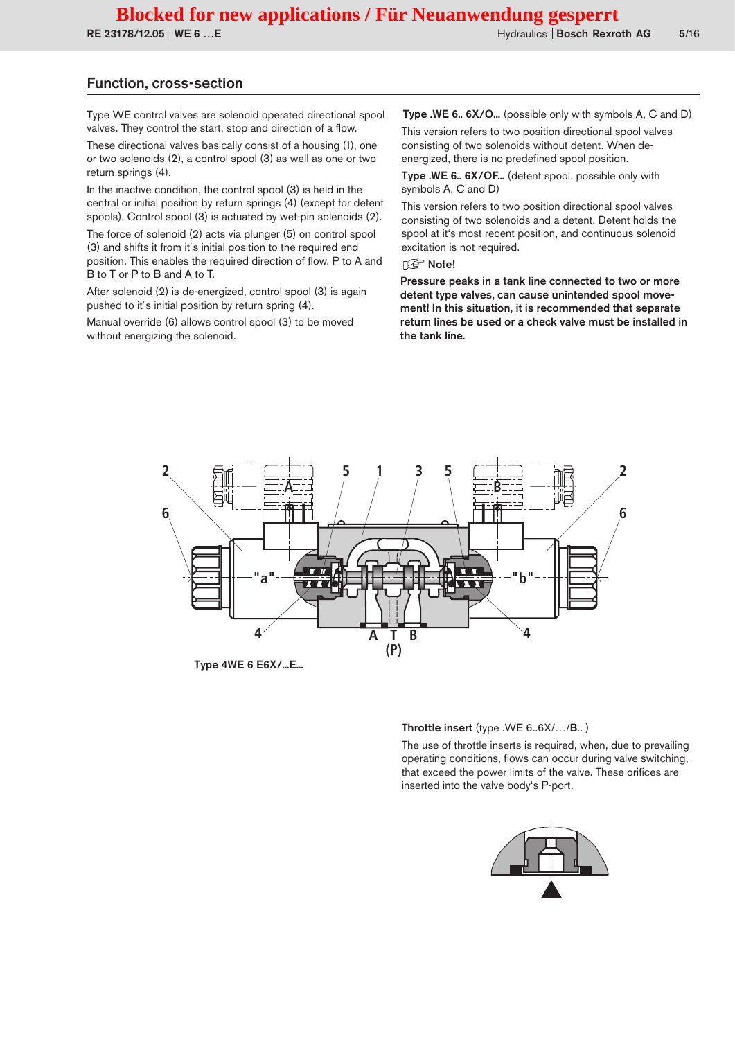## Function, cross-section

Type WE control valves are solenoid operated directional spool valves. They control the start, stop and direction of a flow.

These directional valves basically consist of a housing (1), one or two solenoids (2), a control spool (3) as well as one or two return springs (4).

In the inactive condition, the control spool (3) is held in the central or initial position by return springs (4) (except for detent spools). Control spool (3) is actuated by wet-pin solenoids (2).

The force of solenoid (2) acts via plunger (5) on control spool (3) and shifts it from it´s initial position to the required end position. This enables the required direction of flow, P to A and B to T or P to B and A to T.

After solenoid (2) is de-energized, control spool (3) is again pushed to it´s initial position by return spring (4).

Manual override (6) allows control spool (3) to be moved without energizing the solenoid.

**Type .WE 6.. 6X/O...** (possible only with symbols A, C and D)

This version refers to two position directional spool valves consisting of two solenoids without detent. When de-energized, there is no predefined spool position.

**Type .WE 6.. 6X/OF...** (detent spool, possible only with symbols A, C and D)

This version refers to two position directional spool valves consisting of two solenoids and a detent. Detent holds the spool at it's most recent position, and continuous solenoid excitation is not required.

**Note!**

**Pressure peaks in a tank line connected to two or more detent type valves, can cause unintended spool movement! In this situation, it is recommended that separate return lines be used or a check valve must be installed in the tank line.**

**Type 4WE 6 E6X/...E...**

**Throttle insert** (type .WE 6..6X/…/B.. )

The use of throttle inserts is required, when, due to prevailing operating conditions, flows can occur during valve switching, that exceed the power limits of the valve. These orifices are inserted into the valve body's P-port.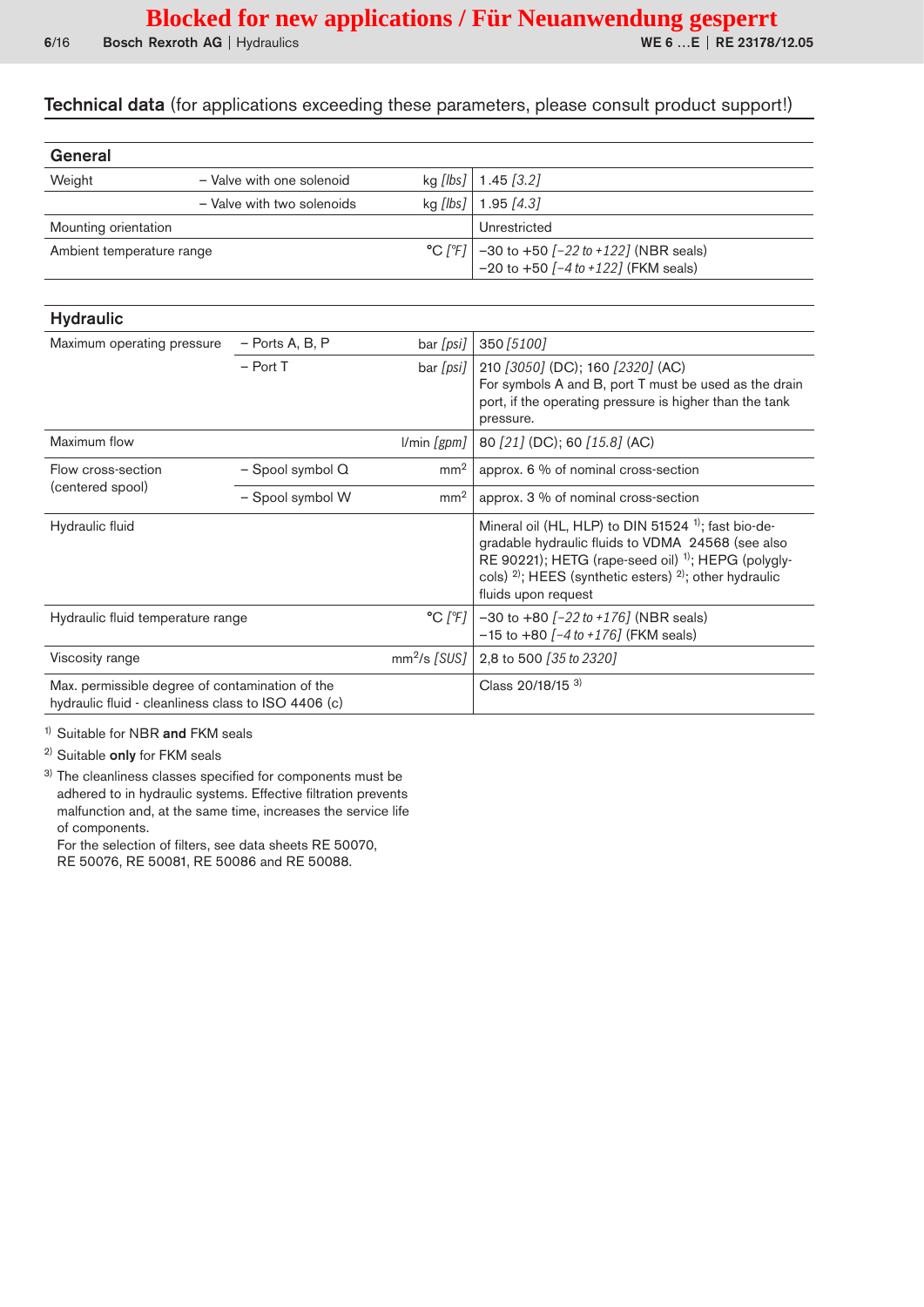# Blocked for new applications / Für Neuanwendung gesperrt

## Technical data (for applications exceeding these parameters, please consult product support!)

| General | | | |
|---|---|---|---|
| Weight | – Valve with one solenoid | kg *[lbs]* | 1.45 *[3.2]* |
| | – Valve with two solenoids | kg *[lbs]* | 1.95 *[4.3]* |
| Mounting orientation | | | Unrestricted |
| Ambient temperature range | | °C *[°F]* | –30 to +50 *[–22 to +122]* (NBR seals)<br>–20 to +50 *[–4 to +122]* (FKM seals) |

| Hydraulic | | | |
|---|---|---|---|
| Maximum operating pressure | – Ports A, B, P | bar *[psi]* | 350 *[5100]* |
| | – Port T | bar *[psi]* | 210 *[3050]* (DC); 160 *[2320]* (AC)<br>For symbols A and B, port T must be used as the drain port, if the operating pressure is higher than the tank pressure. |
| Maximum flow | | l/min *[gpm]* | 80 *[21]* (DC); 60 *[15.8]* (AC) |
| Flow cross-section (centered spool) | – Spool symbol Q | $mm^2$ | approx. 6 % of nominal cross-section |
| | – Spool symbol W | $mm^2$ | approx. 3 % of nominal cross-section |
| Hydraulic fluid | | | Mineral oil (HL, HLP) to DIN 51524 [1]; fast bio-degradable hydraulic fluids to VDMA 24568 (see also RE 90221); HETG (rape-seed oil) [1]; HEPG (polyglycols) [2]; HEES (synthetic esters) [2]; other hydraulic fluids upon request |
| Hydraulic fluid temperature range | | °C *[°F]* | –30 to +80 *[–22 to +176]* (NBR seals)<br>–15 to +80 *[–4 to +176]* (FKM seals) |
| Viscosity range | | $mm^2/s$ *[SUS]* | 2,8 to 500 *[35 to 2320]* |
| Max. permissible degree of contamination of the hydraulic fluid - cleanliness class to ISO 4406 (c) | | | Class 20/18/15 [3] |

[1] Suitable for NBR **and** FKM seals

[2] Suitable **only** for FKM seals

[3] The cleanliness classes specified for components must be adhered to in hydraulic systems. Effective filtration prevents malfunction and, at the same time, increases the service life of components.
For the selection of filters, see data sheets RE 50070, RE 50076, RE 50081, RE 50086 and RE 50088.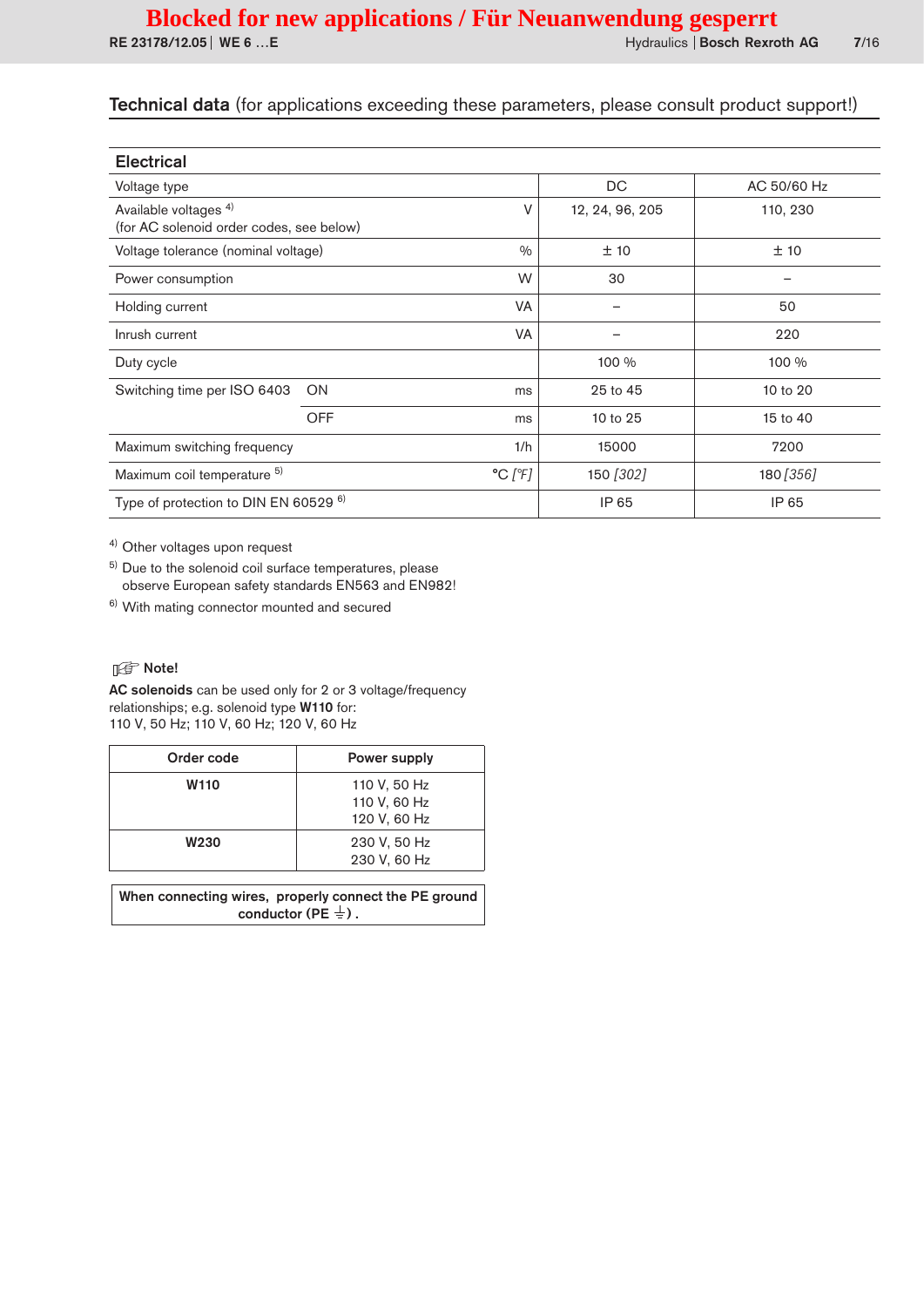## Technical data (for applications exceeding these parameters, please consult product support!)

| Electrical | | | | |
|---|---|---|---|---|
| Voltage type | | | DC | AC 50/60 Hz |
| Available voltages [4] (for AC solenoid order codes, see below) | | V | 12, 24, 96, 205 | 110, 230 |
| Voltage tolerance (nominal voltage) | | % | ± 10 | ± 10 |
| Power consumption | | W | 30 | – |
| Holding current | | VA | – | 50 |
| Inrush current | | VA | – | 220 |
| Duty cycle | | | 100 % | 100 % |
| Switching time per ISO 6403 | ON | ms | 25 to 45 | 10 to 20 |
| | OFF | ms | 10 to 25 | 15 to 40 |
| Maximum switching frequency | | 1/h | 15000 | 7200 |
| Maximum coil temperature [5] | | °C *[°F]* | 150 *[302]* | 180 *[356]* |
| Type of protection to DIN EN 60529 [6] | | | IP 65 | IP 65 |

[4] Other voltages upon request

[5] Due to the solenoid coil surface temperatures, please observe European safety standards EN563 and EN982!

[6] With mating connector mounted and secured

**Note!**

**AC solenoids** can be used only for 2 or 3 voltage/frequency relationships; e.g. solenoid type **W110** for:
110 V, 50 Hz; 110 V, 60 Hz; 120 V, 60 Hz

| Order code | Power supply |
|---|---|
| **W110** | 110 V, 50 Hz<br>110 V, 60 Hz<br>120 V, 60 Hz |
| **W230** | 230 V, 50 Hz<br>230 V, 60 Hz |

**When connecting wires, properly connect the PE ground conductor (PE ⏚).**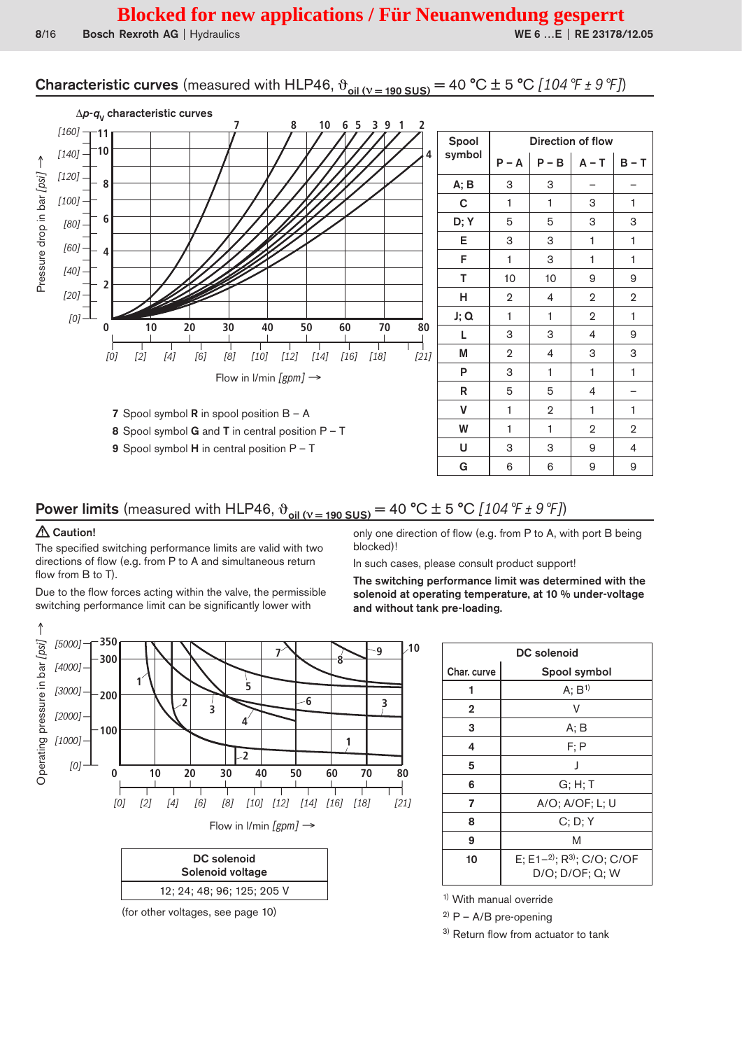**Blocked for new applications / Für Neuanwendung gesperrt**

## Characteristic curves (measured with HLP46, $\vartheta_{oil\ (\nu = 190\ SUS)}$ = 40 °C ± 5 °C *[104 °F ± 9 °F]*)

$\Delta p$-$q_V$ characteristic curves

7 Spool symbol **R** in spool position B – A

8 Spool symbol **G** and **T** in central position P – T

9 Spool symbol **H** in central position P – T

| Spool symbol | Direction of flow | | | |
|---|---|---|---|---|
| | P – A | P – B | A – T | B – T |
| A; B | 3 | 3 | – | – |
| C | 1 | 1 | 3 | 1 |
| D; Y | 5 | 5 | 3 | 3 |
| E | 3 | 3 | 1 | 1 |
| F | 1 | 3 | 1 | 1 |
| T | 10 | 10 | 9 | 9 |
| H | 2 | 4 | 2 | 2 |
| J; Q | 1 | 1 | 2 | 1 |
| L | 3 | 3 | 4 | 9 |
| M | 2 | 4 | 3 | 3 |
| P | 3 | 1 | 1 | 1 |
| R | 5 | 5 | 4 | – |
| V | 1 | 2 | 1 | 1 |
| W | 1 | 1 | 2 | 2 |
| U | 3 | 3 | 9 | 4 |
| G | 6 | 6 | 9 | 9 |

## Power limits (measured with HLP46, $\vartheta_{oil\ (\nu = 190\ SUS)}$ = 40 °C ± 5 °C *[104 °F ± 9 °F]*)

⚠ **Caution!**

The specified switching performance limits are valid with two directions of flow (e.g. from P to A and simultaneous return flow from B to T).

Due to the flow forces acting within the valve, the permissible switching performance limit can be significantly lower with only one direction of flow (e.g. from P to A, with port B being blocked)!

In such cases, please consult product support!

**The switching performance limit was determined with the solenoid at operating temperature, at 10 % under-voltage and without tank pre-loading.**

| DC solenoid |
|---|
| Solenoid voltage |
| 12; 24; 48; 96; 125; 205 V |

(for other voltages, see page 10)

| Char. curve | DC solenoid Spool symbol |
|---|---|
| 1 | A; B[1] |
| 2 | V |
| 3 | A; B |
| 4 | F; P |
| 5 | J |
| 6 | G; H; T |
| 7 | A/O; A/OF; L; U |
| 8 | C; D; Y |
| 9 | M |
| 10 | E; E1–[2]; R[3]; C/O; C/OF D/O; D/OF; Q; W |

[1] With manual override

[2] P – A/B pre-opening

[3] Return flow from actuator to tank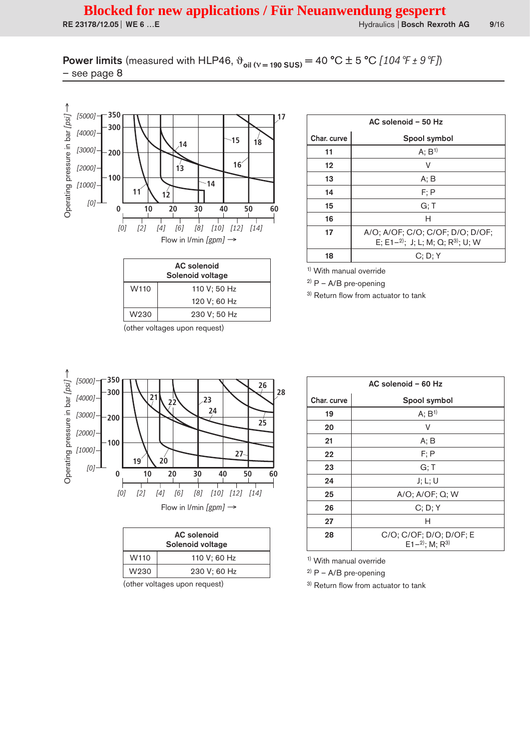Blocked for new applications / Für Neuanwendung gesperrt

## Power limits (measured with HLP46, $\vartheta_{oil\ (\nu = 190\ SUS)}$ = 40 °C ± 5 °C *[104 °F ± 9 °F]*)

– see page 8

| AC solenoid – 50 Hz | |
|---|---|
| Char. curve | Spool symbol |
| 11 | A; B[1)] |
| 12 | V |
| 13 | A; B |
| 14 | F; P |
| 15 | G; T |
| 16 | H |
| 17 | A/O; A/OF; C/O; C/OF; D/O; D/OF; E; E1–[2)]; J; L; M; Q; R[3)]; U; W |
| 18 | C; D; Y |

[1)] With manual override

[2)] P – A/B pre-opening

[3)] Return flow from actuator to tank

| AC solenoid Solenoid voltage | |
|---|---|
| W110 | 110 V; 50 Hz<br>120 V; 60 Hz |
| W230 | 230 V; 50 Hz |

(other voltages upon request)

| AC solenoid – 60 Hz | |
|---|---|
| Char. curve | Spool symbol |
| 19 | A; B[1)] |
| 20 | V |
| 21 | A; B |
| 22 | F; P |
| 23 | G; T |
| 24 | J; L; U |
| 25 | A/O; A/OF; Q; W |
| 26 | C; D; Y |
| 27 | H |
| 28 | C/O; C/OF; D/O; D/OF; E E1–[2)]; M; R[3)] |

[1)] With manual override

[2)] P – A/B pre-opening

[3)] Return flow from actuator to tank

| AC solenoid Solenoid voltage | |
|---|---|
| W110 | 110 V; 60 Hz |
| W230 | 230 V; 60 Hz |

(other voltages upon request)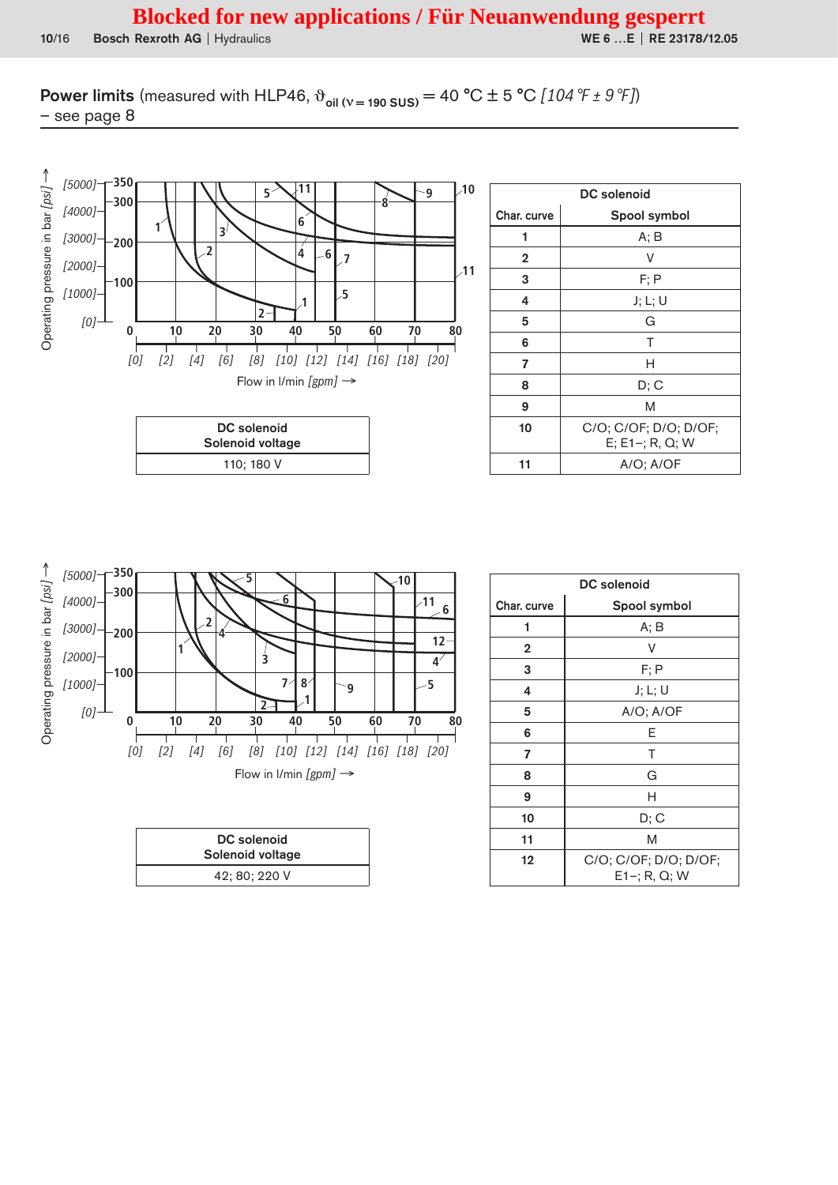**Blocked for new applications / Für Neuanwendung gesperrt**

**Power limits** (measured with HLP46, $\vartheta_{oil\,(\nu = 190\,SUS)}$ = 40 °C ± 5 °C *[104 °F ± 9 °F]*)
– see page 8

| DC solenoid | |
|---|---|
| **Solenoid voltage** | |
| 110; 180 V | |

| DC solenoid | |
|---|---|
| **Char. curve** | **Spool symbol** |
| 1 | A; B |
| 2 | V |
| 3 | F; P |
| 4 | J; L; U |
| 5 | G |
| 6 | T |
| 7 | H |
| 8 | D; C |
| 9 | M |
| 10 | C/O; C/OF; D/O; D/OF; E; E1–; R, Q; W |
| 11 | A/O; A/OF |

| DC solenoid | |
|---|---|
| **Solenoid voltage** | |
| 42; 80; 220 V | |

| DC solenoid | |
|---|---|
| **Char. curve** | **Spool symbol** |
| 1 | A; B |
| 2 | V |
| 3 | F; P |
| 4 | J; L; U |
| 5 | A/O; A/OF |
| 6 | E |
| 7 | T |
| 8 | G |
| 9 | H |
| 10 | D; C |
| 11 | M |
| 12 | C/O; C/OF; D/O; D/OF; E1–; R, Q; W |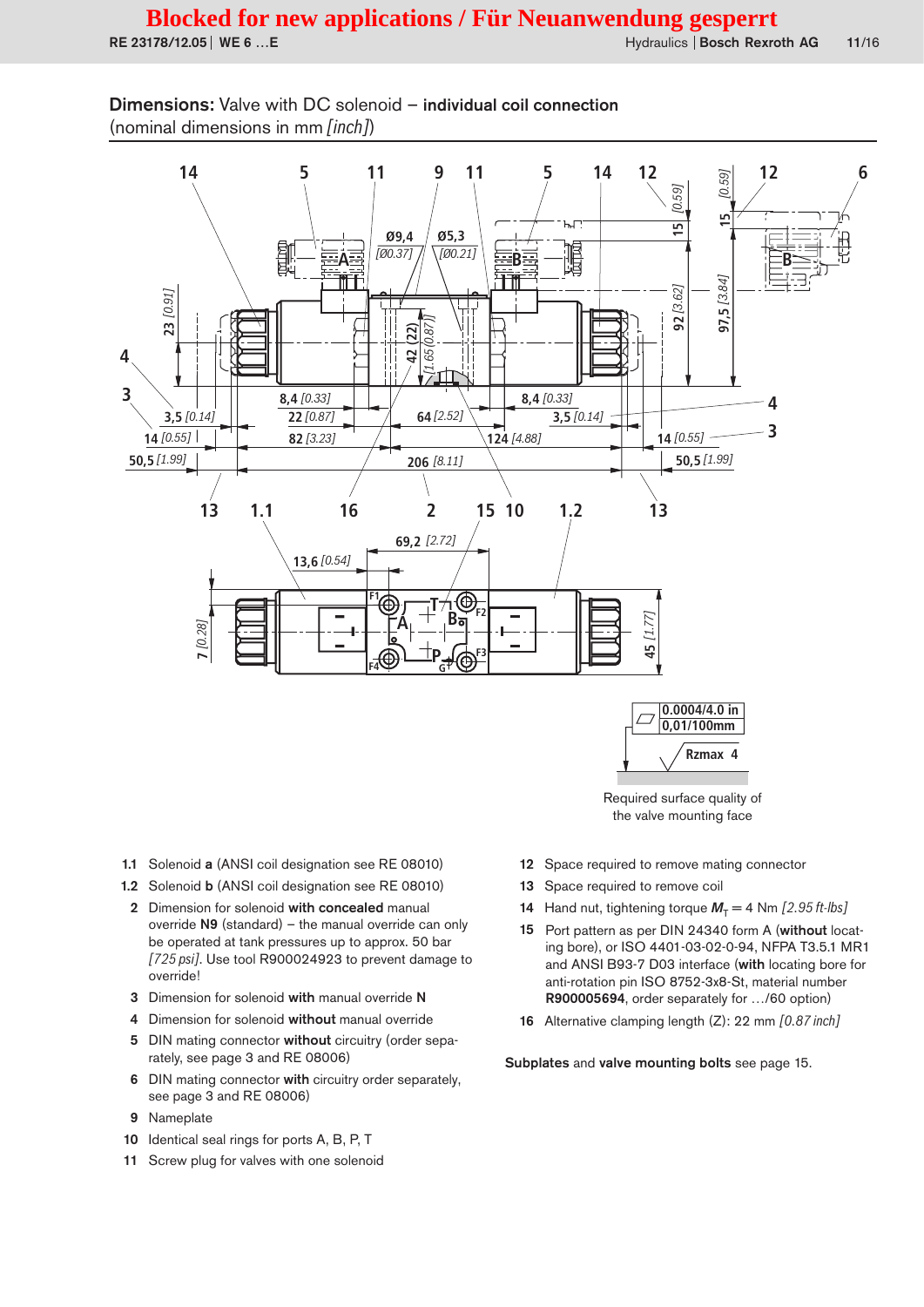Blocked for new applications / Für Neuanwendung gesperrt

## Dimensions: Valve with DC solenoid – **individual coil connection**

(nominal dimensions in mm *[inch]*)

0.0004/4.0 in
0,01/100mm

Rzmax 4

Required surface quality of the valve mounting face

- **1.1** Solenoid **a** (ANSI coil designation see RE 08010)
- **1.2** Solenoid **b** (ANSI coil designation see RE 08010)
- **2** Dimension for solenoid **with concealed** manual override **N9** (standard) – the manual override can only be operated at tank pressures up to approx. 50 bar *[725 psi]*. Use tool R900024923 to prevent damage to override!
- **3** Dimension for solenoid **with** manual override **N**
- **4** Dimension for solenoid **without** manual override
- **5** DIN mating connector **without** circuitry (order separately, see page 3 and RE 08006)
- **6** DIN mating connector **with** circuitry order separately, see page 3 and RE 08006)
- **9** Nameplate
- **10** Identical seal rings for ports A, B, P, T
- **11** Screw plug for valves with one solenoid
- **12** Space required to remove mating connector
- **13** Space required to remove coil
- **14** Hand nut, tightening torque $M_T$ = 4 Nm *[2.95 ft-lbs]*
- **15** Port pattern as per DIN 24340 form A (**without** locating bore), or ISO 4401-03-02-0-94, NFPA T3.5.1 MR1 and ANSI B93-7 D03 interface (**with** locating bore for anti-rotation pin ISO 8752-3x8-St, material number **R900005694**, order separately for …/60 option)
- **16** Alternative clamping length (Z): 22 mm *[0.87 inch]*

**Subplates** and **valve mounting bolts** see page 15.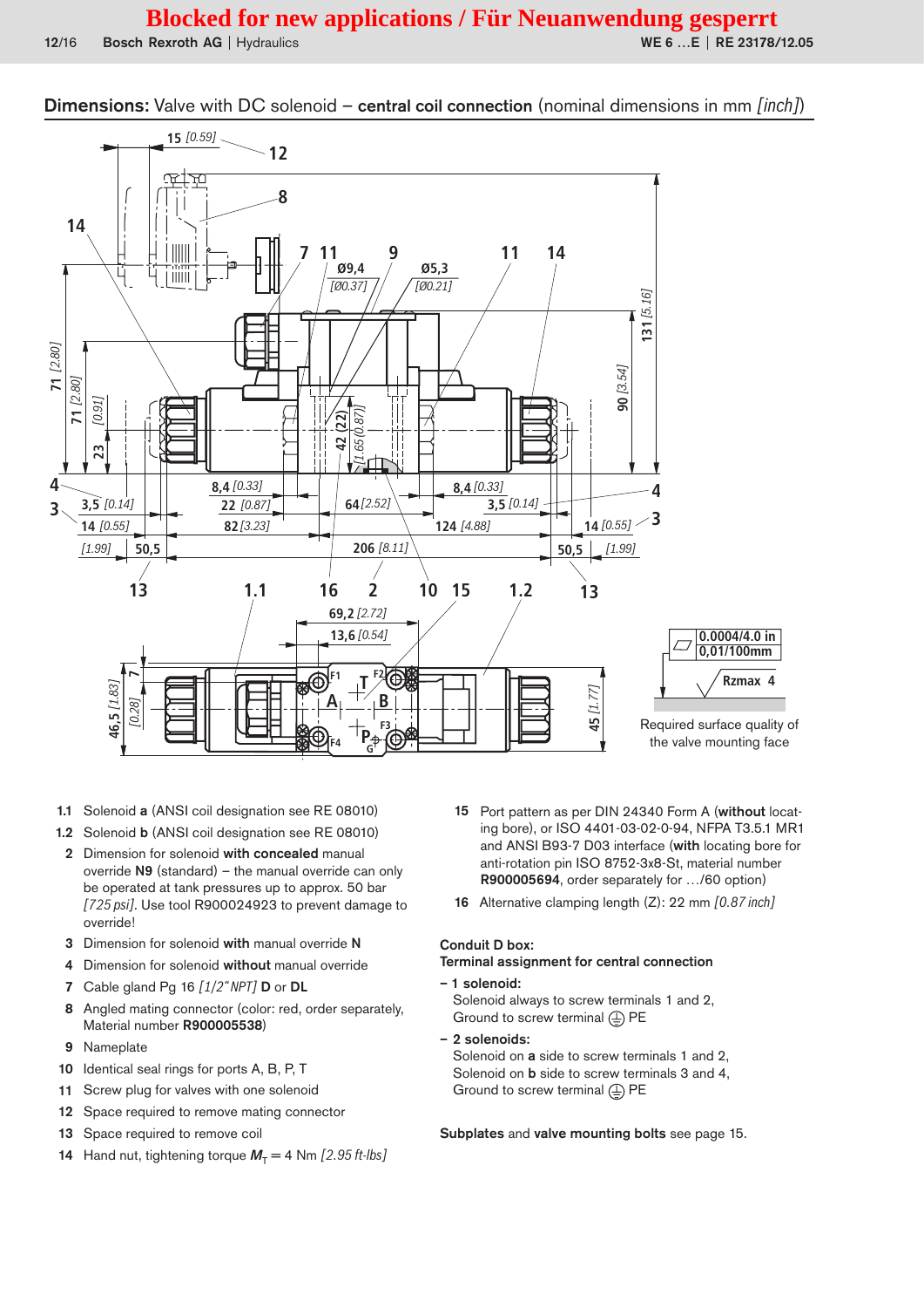Blocked for new applications / Für Neuanwendung gesperrt

## Dimensions: Valve with DC solenoid – central coil connection (nominal dimensions in mm *[inch]*)

Required surface quality of the valve mounting face

- **1.1** Solenoid **a** (ANSI coil designation see RE 08010)
- **1.2** Solenoid **b** (ANSI coil designation see RE 08010)
- **2** Dimension for solenoid **with concealed** manual override **N9** (standard) – the manual override can only be operated at tank pressures up to approx. 50 bar *[725 psi]*. Use tool R900024923 to prevent damage to override!
- **3** Dimension for solenoid **with** manual override **N**
- **4** Dimension for solenoid **without** manual override
- **7** Cable gland Pg 16 *[1/2" NPT]* **D** or **DL**
- **8** Angled mating connector (color: red, order separately, Material number **R900005538**)
- **9** Nameplate
- **10** Identical seal rings for ports A, B, P, T
- **11** Screw plug for valves with one solenoid
- **12** Space required to remove mating connector
- **13** Space required to remove coil
- **14** Hand nut, tightening torque $M_T$ = 4 Nm *[2.95 ft-lbs]*
- **15** Port pattern as per DIN 24340 Form A (**without** locating bore), or ISO 4401-03-02-0-94, NFPA T3.5.1 MR1 and ANSI B93-7 D03 interface (**with** locating bore for anti-rotation pin ISO 8752-3x8-St, material number **R900005694**, order separately for …/60 option)
- **16** Alternative clamping length (Z): 22 mm *[0.87 inch]*

**Conduit D box:**
**Terminal assignment for central connection**

– **1 solenoid:**
Solenoid always to screw terminals 1 and 2,
Ground to screw terminal ⏚ PE

– **2 solenoids:**
Solenoid on **a** side to screw terminals 1 and 2,
Solenoid on **b** side to screw terminals 3 and 4,
Ground to screw terminal ⏚ PE

**Subplates** and **valve mounting bolts** see page 15.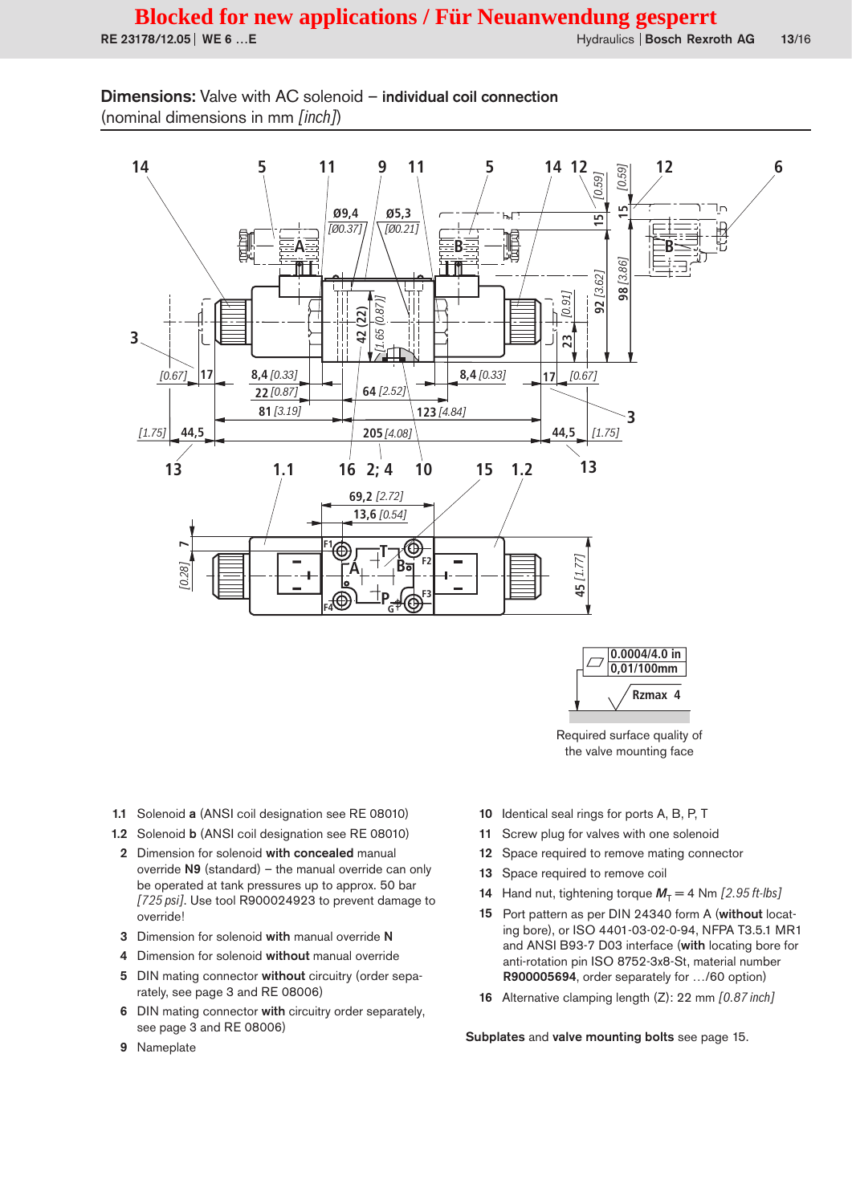Blocked for new applications / Für Neuanwendung gesperrt

**Dimensions:** Valve with AC solenoid – **individual coil connection**
(nominal dimensions in mm *[inch]*)

Required surface quality of the valve mounting face

**1.1** Solenoid **a** (ANSI coil designation see RE 08010)

**1.2** Solenoid **b** (ANSI coil designation see RE 08010)

**2** Dimension for solenoid **with concealed** manual override **N9** (standard) – the manual override can only be operated at tank pressures up to approx. 50 bar *[725 psi]*. Use tool R900024923 to prevent damage to override!

**3** Dimension for solenoid **with** manual override **N**

**4** Dimension for solenoid **without** manual override

**5** DIN mating connector **without** circuitry (order separately, see page 3 and RE 08006)

**6** DIN mating connector **with** circuitry order separately, see page 3 and RE 08006)

**9** Nameplate

**10** Identical seal rings for ports A, B, P, T

**11** Screw plug for valves with one solenoid

**12** Space required to remove mating connector

**13** Space required to remove coil

**14** Hand nut, tightening torque $M_T$ = 4 Nm *[2.95 ft-lbs]*

**15** Port pattern as per DIN 24340 form A (**without** locating bore), or ISO 4401-03-02-0-94, NFPA T3.5.1 MR1 and ANSI B93-7 D03 interface (**with** locating bore for anti-rotation pin ISO 8752-3x8-St, material number **R900005694**, order separately for …/60 option)

**16** Alternative clamping length (Z): 22 mm *[0.87 inch]*

**Subplates** and **valve mounting bolts** see page 15.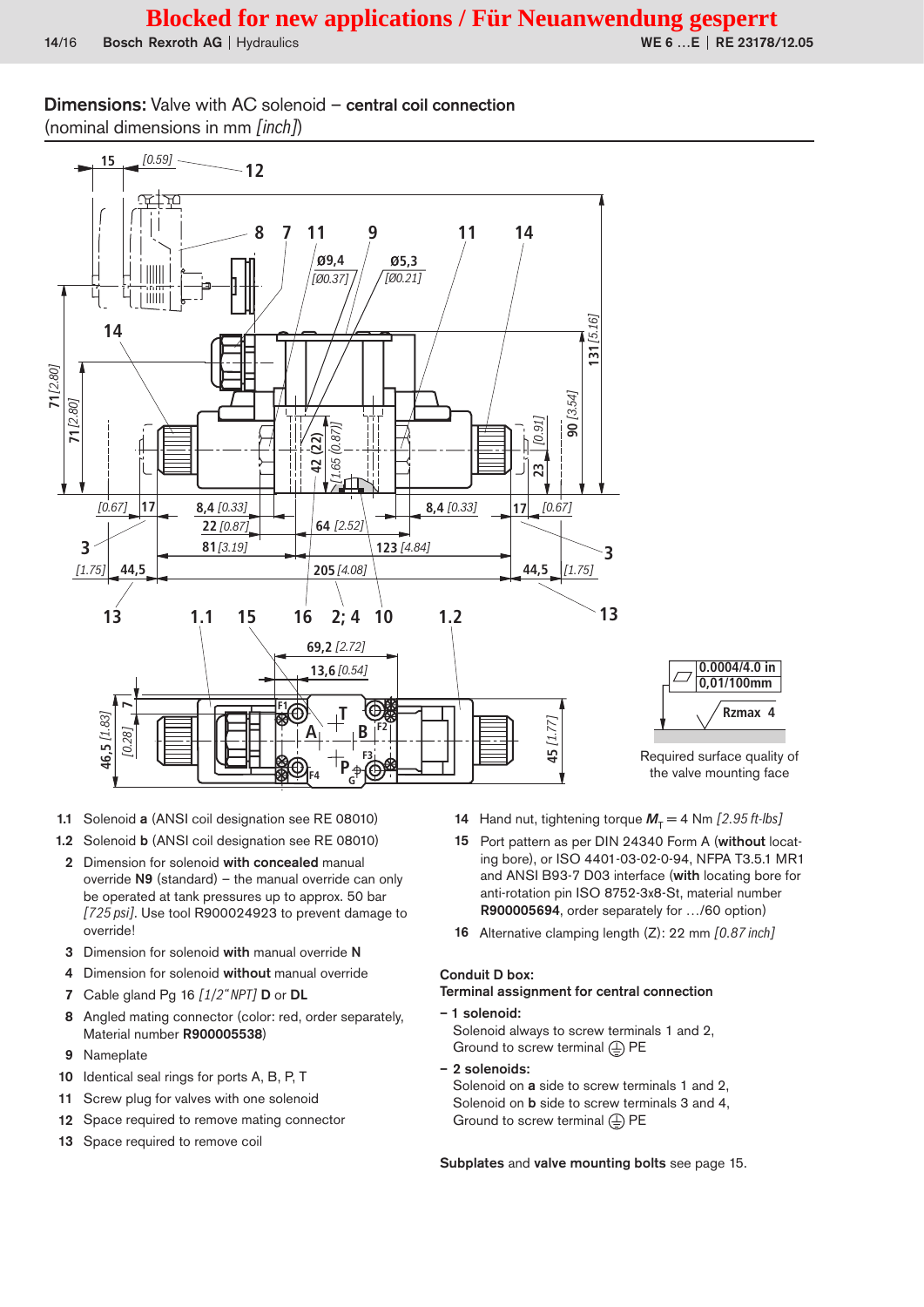Blocked for new applications / Für Neuanwendung gesperrt

## Dimensions: Valve with AC solenoid – central coil connection

(nominal dimensions in mm *[inch]*)

Required surface quality of the valve mounting face

0.0004/4.0 in
0,01/100mm

Rzmax 4

- **1.1** Solenoid **a** (ANSI coil designation see RE 08010)
- **1.2** Solenoid **b** (ANSI coil designation see RE 08010)
- **2** Dimension for solenoid **with concealed** manual override **N9** (standard) – the manual override can only be operated at tank pressures up to approx. 50 bar *[725 psi]*. Use tool R900024923 to prevent damage to override!
- **3** Dimension for solenoid **with** manual override **N**
- **4** Dimension for solenoid **without** manual override
- **7** Cable gland Pg 16 *[1/2" NPT]* **D** or **DL**
- **8** Angled mating connector (color: red, order separately, Material number **R900005538**)
- **9** Nameplate
- **10** Identical seal rings for ports A, B, P, T
- **11** Screw plug for valves with one solenoid
- **12** Space required to remove mating connector
- **13** Space required to remove coil
- **14** Hand nut, tightening torque $M_T$ = 4 Nm *[2.95 ft-lbs]*
- **15** Port pattern as per DIN 24340 Form A (**without** locating bore), or ISO 4401-03-02-0-94, NFPA T3.5.1 MR1 and ANSI B93-7 D03 interface (**with** locating bore for anti-rotation pin ISO 8752-3x8-St, material number **R900005694**, order separately for …/60 option)
- **16** Alternative clamping length (Z): 22 mm *[0.87 inch]*

**Conduit D box:**
**Terminal assignment for central connection**

– **1 solenoid:**
Solenoid always to screw terminals 1 and 2,
Ground to screw terminal ⏚ PE

– **2 solenoids:**
Solenoid on **a** side to screw terminals 1 and 2,
Solenoid on **b** side to screw terminals 3 and 4,
Ground to screw terminal ⏚ PE

**Subplates** and **valve mounting bolts** see page 15.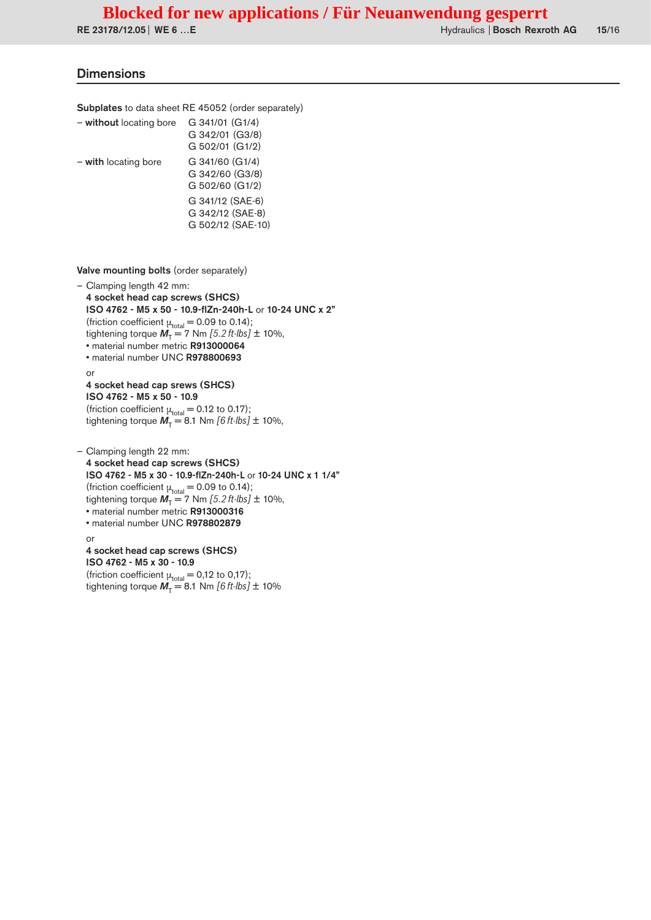## Dimensions

**Subplates** to data sheet RE 45052 (order separately)

– **without** locating bore
  - G 341/01 (G1/4)
  - G 342/01 (G3/8)
  - G 502/01 (G1/2)

– **with** locating bore
  - G 341/60 (G1/4)
  - G 342/60 (G3/8)
  - G 502/60 (G1/2)
  - G 341/12 (SAE-6)
  - G 342/12 (SAE-8)
  - G 502/12 (SAE-10)

**Valve mounting bolts** (order separately)

– Clamping length 42 mm:

**4 socket head cap screws (SHCS)**
**ISO 4762 - M5 x 50 - 10.9-flZn-240h-L** or **10-24 UNC x 2"**
(friction coefficient $\mu_{total}$ = 0.09 to 0.14);
tightening torque $M_T$ = 7 Nm *[5.2 ft-lbs]* ± 10%,
- material number metric **R913000064**
- material number UNC **R978800693**

or

**4 socket head cap srews (SHCS)**
**ISO 4762 - M5 x 50 - 10.9**
(friction coefficient $\mu_{total}$ = 0.12 to 0.17);
tightening torque $M_T$ = 8.1 Nm *[6 ft-lbs]* ± 10%,

– Clamping length 22 mm:

**4 socket head cap screws (SHCS)**
**ISO 4762 - M5 x 30 - 10.9-flZn-240h-L** or **10-24 UNC x 1 1/4"**
(friction coefficient $\mu_{total}$ = 0.09 to 0.14);
tightening torque $M_T$ = 7 Nm *[5.2 ft-lbs]* ± 10%,
- material number metric **R913000316**
- material number UNC **R978802879**

or

**4 socket head cap screws (SHCS)**
**ISO 4762 - M5 x 30 - 10.9**
(friction coefficient $\mu_{total}$ = 0,12 to 0,17);
tightening torque $M_T$ = 8.1 Nm *[6 ft-lbs]* ± 10%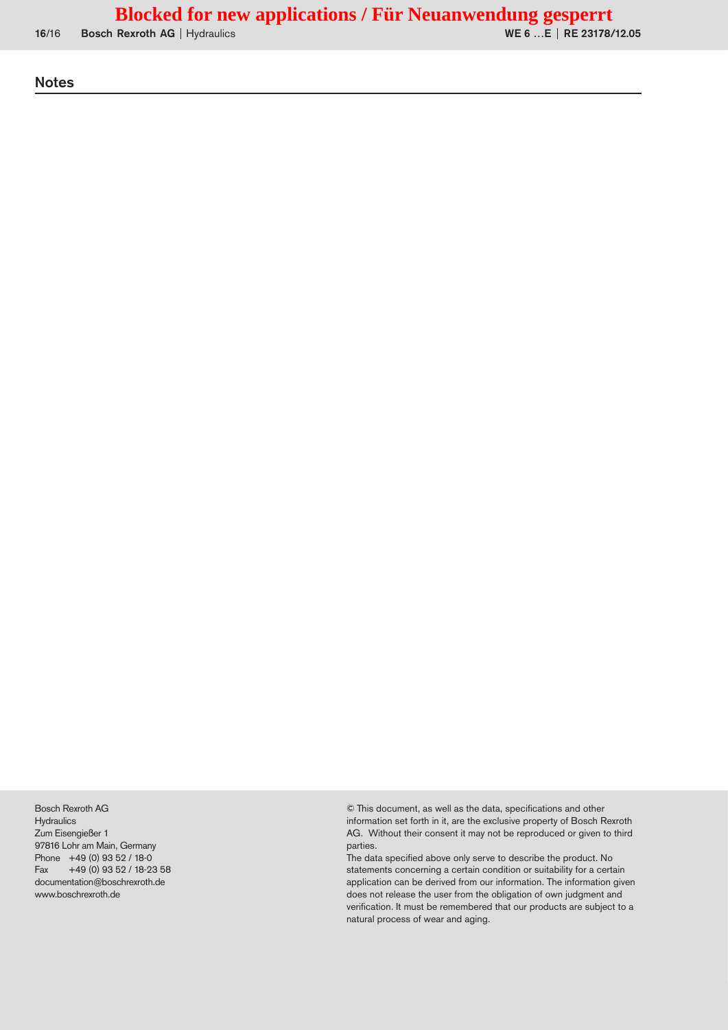## Notes

Bosch Rexroth AG
Hydraulics
Zum Eisengießer 1
97816 Lohr am Main, Germany
Phone +49 (0) 93 52 / 18-0
Fax +49 (0) 93 52 / 18-23 58
documentation@boschrexroth.de
www.boschrexroth.de

© This document, as well as the data, specifications and other information set forth in it, are the exclusive property of Bosch Rexroth AG. Without their consent it may not be reproduced or given to third parties.
The data specified above only serve to describe the product. No statements concerning a certain condition or suitability for a certain application can be derived from our information. The information given does not release the user from the obligation of own judgment and verification. It must be remembered that our products are subject to a natural process of wear and aging.